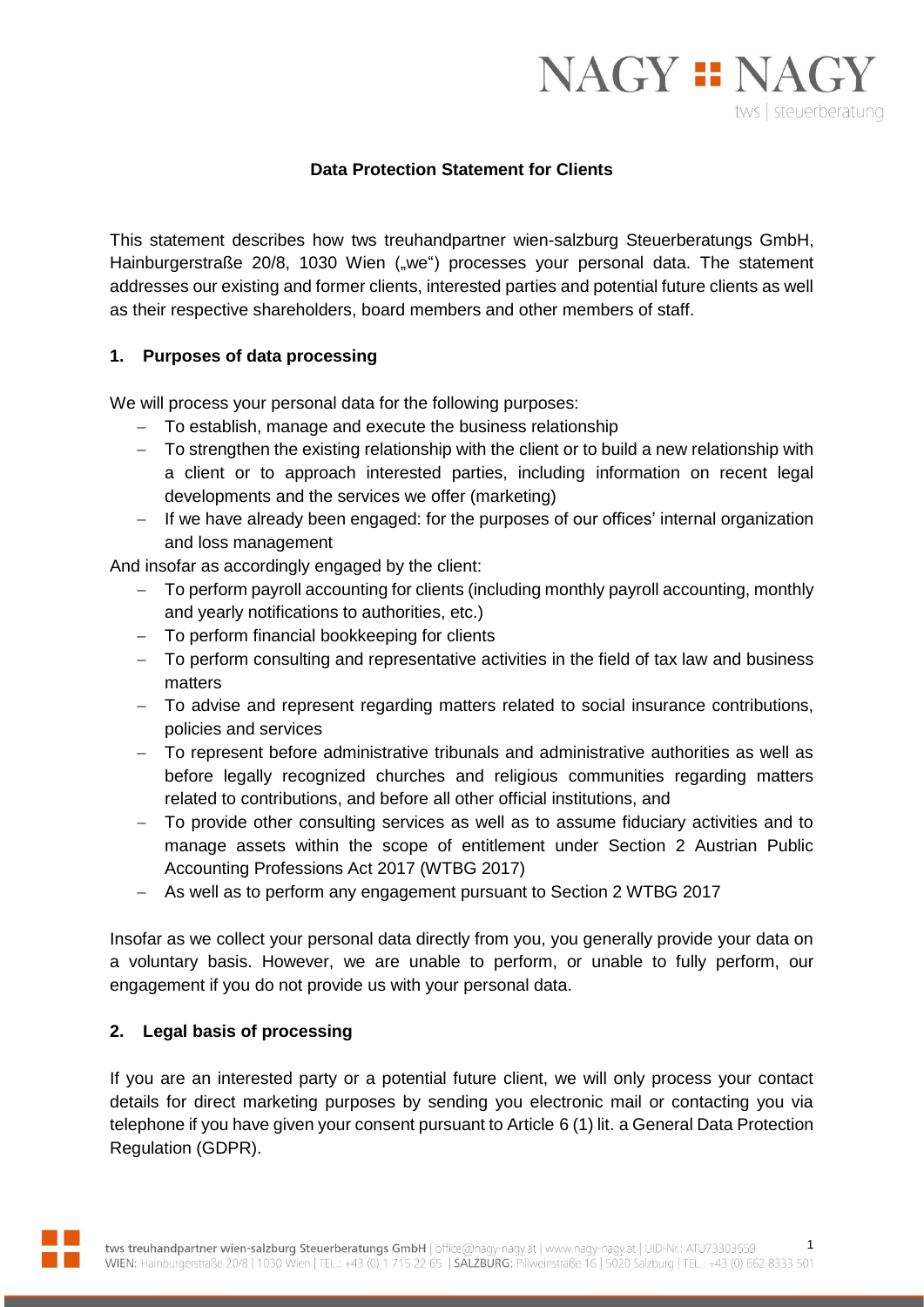## Data Protection Statement for Clients

This statement describes how tws treuhandpartner wien-salzburg Steuerberatungs GmbH, Hainburgerstraße 20/8, 1030 Wien („we") processes your personal data. The statement addresses our existing and former clients, interested parties and potential future clients as well as their respective shareholders, board members and other members of staff.

### 1. Purposes of data processing

We will process your personal data for the following purposes:

- To establish, manage and execute the business relationship
- To strengthen the existing relationship with the client or to build a new relationship with a client or to approach interested parties, including information on recent legal developments and the services we offer (marketing)
- If we have already been engaged: for the purposes of our offices' internal organization and loss management

And insofar as accordingly engaged by the client:

- To perform payroll accounting for clients (including monthly payroll accounting, monthly and yearly notifications to authorities, etc.)
- To perform financial bookkeeping for clients
- To perform consulting and representative activities in the field of tax law and business matters
- To advise and represent regarding matters related to social insurance contributions, policies and services
- To represent before administrative tribunals and administrative authorities as well as before legally recognized churches and religious communities regarding matters related to contributions, and before all other official institutions, and
- To provide other consulting services as well as to assume fiduciary activities and to manage assets within the scope of entitlement under Section 2 Austrian Public Accounting Professions Act 2017 (WTBG 2017)
- As well as to perform any engagement pursuant to Section 2 WTBG 2017

Insofar as we collect your personal data directly from you, you generally provide your data on a voluntary basis. However, we are unable to perform, or unable to fully perform, our engagement if you do not provide us with your personal data.

### 2. Legal basis of processing

If you are an interested party or a potential future client, we will only process your contact details for direct marketing purposes by sending you electronic mail or contacting you via telephone if you have given your consent pursuant to Article 6 (1) lit. a General Data Protection Regulation (GDPR).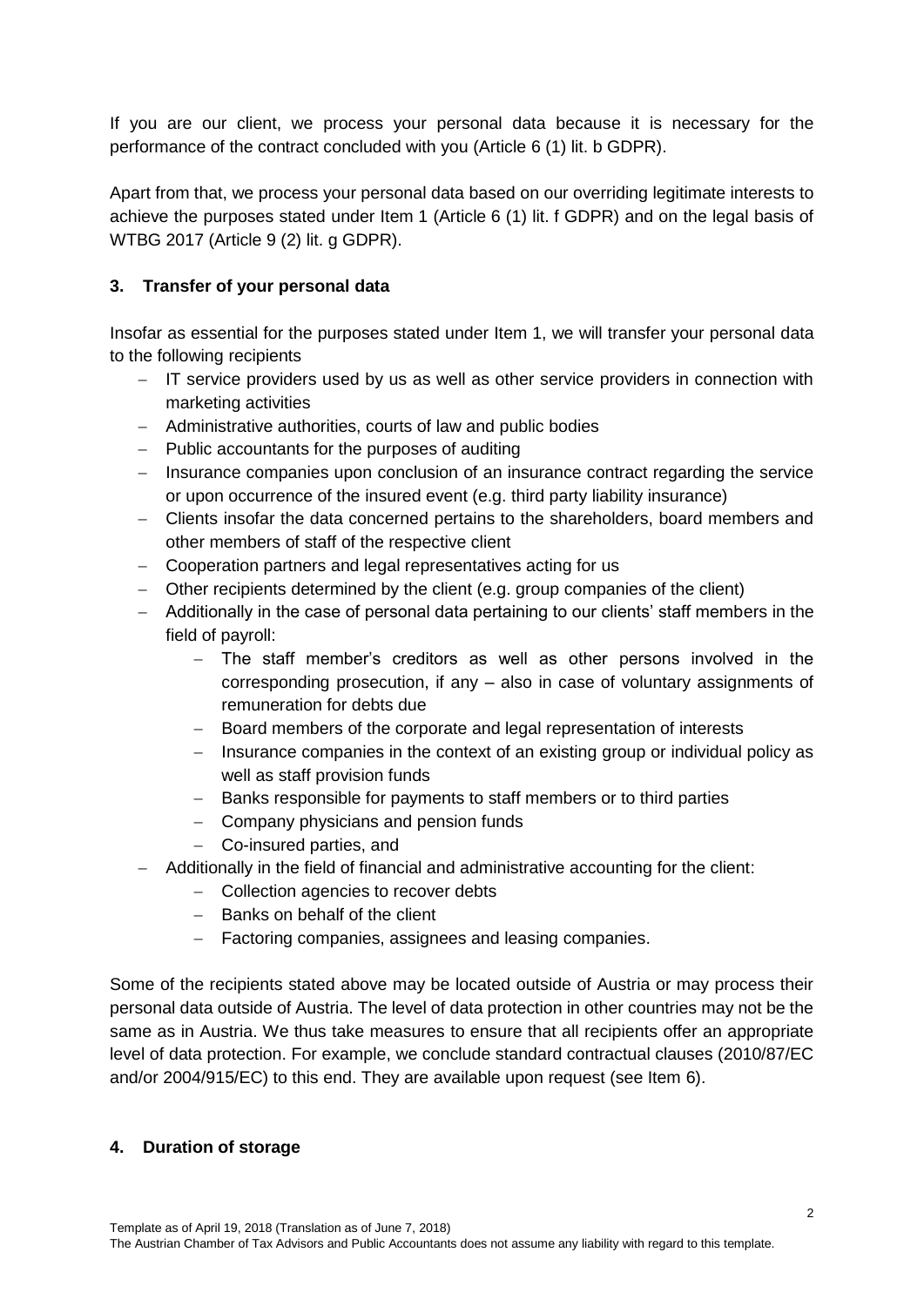If you are our client, we process your personal data because it is necessary for the performance of the contract concluded with you (Article 6 (1) lit. b GDPR).

Apart from that, we process your personal data based on our overriding legitimate interests to achieve the purposes stated under Item 1 (Article 6 (1) lit. f GDPR) and on the legal basis of WTBG 2017 (Article 9 (2) lit. g GDPR).

## 3. Transfer of your personal data

Insofar as essential for the purposes stated under Item 1, we will transfer your personal data to the following recipients

- IT service providers used by us as well as other service providers in connection with marketing activities
- Administrative authorities, courts of law and public bodies
- Public accountants for the purposes of auditing
- Insurance companies upon conclusion of an insurance contract regarding the service or upon occurrence of the insured event (e.g. third party liability insurance)
- Clients insofar the data concerned pertains to the shareholders, board members and other members of staff of the respective client
- Cooperation partners and legal representatives acting for us
- Other recipients determined by the client (e.g. group companies of the client)
- Additionally in the case of personal data pertaining to our clients' staff members in the field of payroll:
  - The staff member's creditors as well as other persons involved in the corresponding prosecution, if any – also in case of voluntary assignments of remuneration for debts due
  - Board members of the corporate and legal representation of interests
  - Insurance companies in the context of an existing group or individual policy as well as staff provision funds
  - Banks responsible for payments to staff members or to third parties
  - Company physicians and pension funds
  - Co-insured parties, and
- Additionally in the field of financial and administrative accounting for the client:
  - Collection agencies to recover debts
  - Banks on behalf of the client
  - Factoring companies, assignees and leasing companies.

Some of the recipients stated above may be located outside of Austria or may process their personal data outside of Austria. The level of data protection in other countries may not be the same as in Austria. We thus take measures to ensure that all recipients offer an appropriate level of data protection. For example, we conclude standard contractual clauses (2010/87/EC and/or 2004/915/EC) to this end. They are available upon request (see Item 6).

## 4. Duration of storage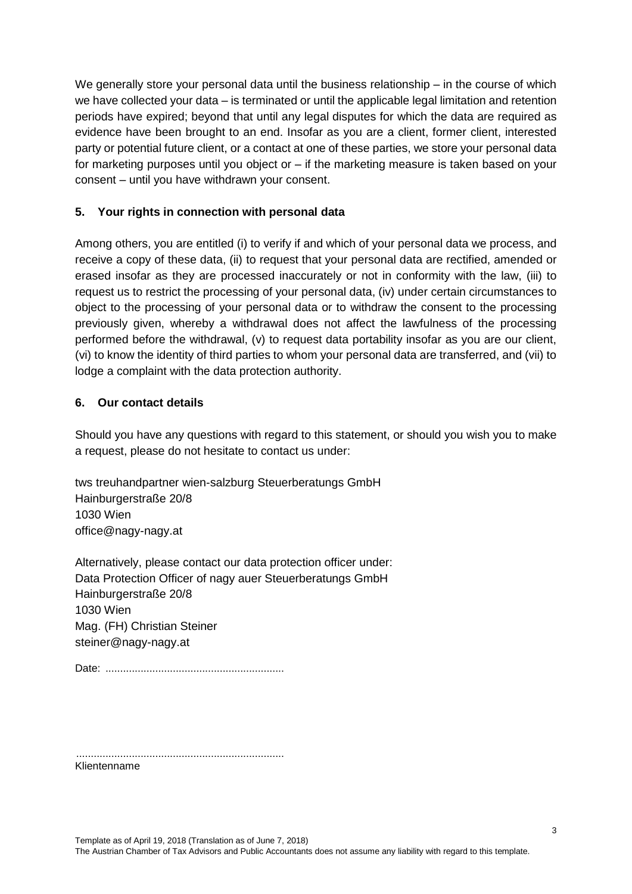We generally store your personal data until the business relationship – in the course of which we have collected your data – is terminated or until the applicable legal limitation and retention periods have expired; beyond that until any legal disputes for which the data are required as evidence have been brought to an end. Insofar as you are a client, former client, interested party or potential future client, or a contact at one of these parties, we store your personal data for marketing purposes until you object or – if the marketing measure is taken based on your consent – until you have withdrawn your consent.

## 5. Your rights in connection with personal data

Among others, you are entitled (i) to verify if and which of your personal data we process, and receive a copy of these data, (ii) to request that your personal data are rectified, amended or erased insofar as they are processed inaccurately or not in conformity with the law, (iii) to request us to restrict the processing of your personal data, (iv) under certain circumstances to object to the processing of your personal data or to withdraw the consent to the processing previously given, whereby a withdrawal does not affect the lawfulness of the processing performed before the withdrawal, (v) to request data portability insofar as you are our client, (vi) to know the identity of third parties to whom your personal data are transferred, and (vii) to lodge a complaint with the data protection authority.

## 6. Our contact details

Should you have any questions with regard to this statement, or should you wish you to make a request, please do not hesitate to contact us under:

tws treuhandpartner wien-salzburg Steuerberatungs GmbH
Hainburgerstraße 20/8
1030 Wien
office@nagy-nagy.at

Alternatively, please contact our data protection officer under:
Data Protection Officer of nagy auer Steuerberatungs GmbH
Hainburgerstraße 20/8
1030 Wien
Mag. (FH) Christian Steiner
steiner@nagy-nagy.at

Date: ............................................................

......................................................................
Klientenname

Template as of April 19, 2018 (Translation as of June 7, 2018)
The Austrian Chamber of Tax Advisors and Public Accountants does not assume any liability with regard to this template.